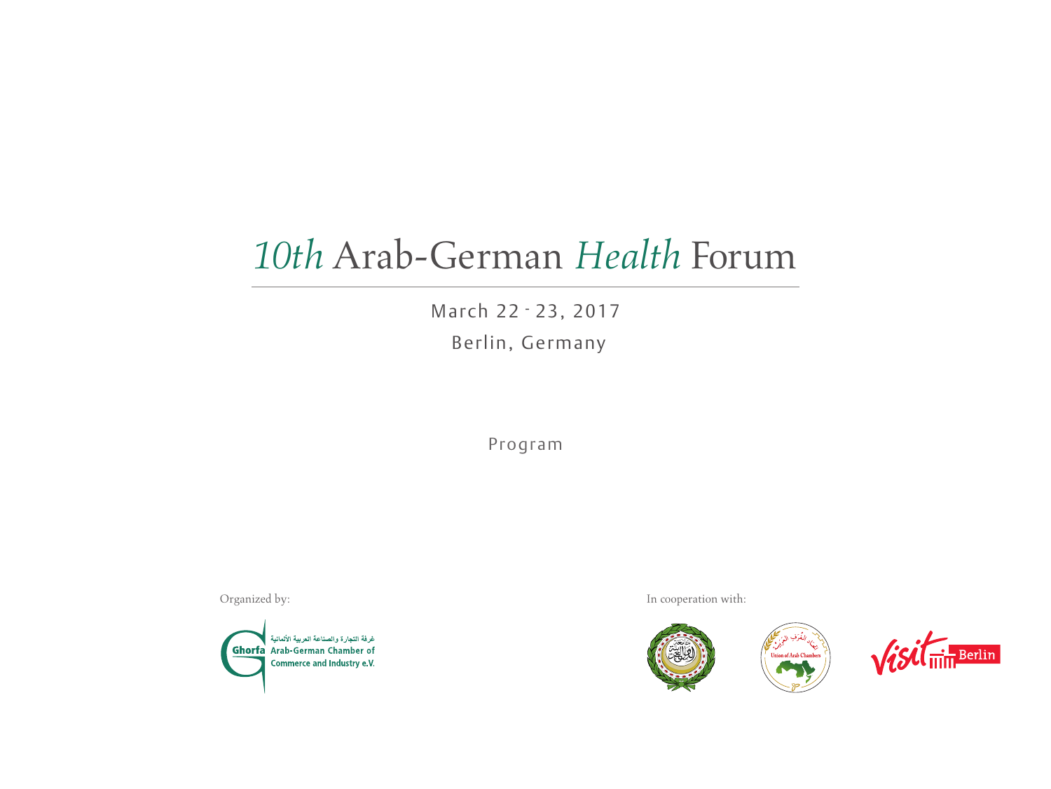# *10th* Arab-German *Health* Forum

March 22 - 23, 2017

Berlin, Germany

Program

Organized by:

غرفة التجارة والصناعة العربية الألمانية
Ghorfa Arab-German Chamber of Commerce and Industry e.V.

In cooperation with:

Union of Arab Chambers

Visit Berlin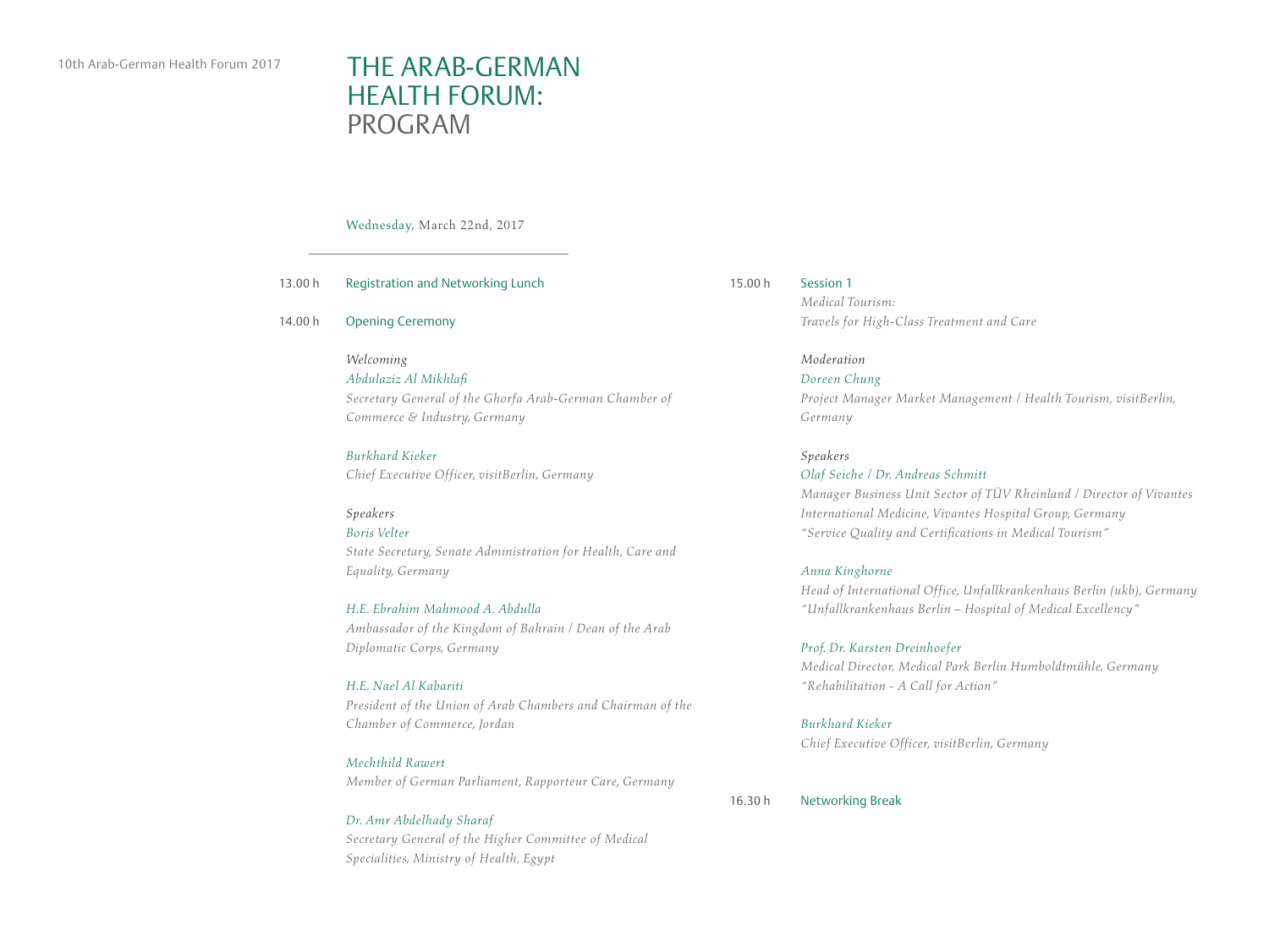# THE ARAB-GERMAN HEALTH FORUM: PROGRAM

Wednesday, March 22nd, 2017

**13.00 h** Registration and Networking Lunch

**14.00 h** Opening Ceremony

*Welcoming*

*Abdulaziz Al Mikhlafi*
*Secretary General of the Ghorfa Arab-German Chamber of Commerce & Industry, Germany*

*Burkhard Kieker*
*Chief Executive Officer, visitBerlin, Germany*

*Speakers*

*Boris Velter*
*State Secretary, Senate Administration for Health, Care and Equality, Germany*

*H.E. Ebrahim Mahmood A. Abdulla*
*Ambassador of the Kingdom of Bahrain / Dean of the Arab Diplomatic Corps, Germany*

*H.E. Nael Al Kabariti*
*President of the Union of Arab Chambers and Chairman of the Chamber of Commerce, Jordan*

*Mechthild Rawert*
*Member of German Parliament, Rapporteur Care, Germany*

*Dr. Amr Abdelhady Sharaf*
*Secretary General of the Higher Committee of Medical Specialities, Ministry of Health, Egypt*

**15.00 h** Session 1

*Medical Tourism:*
*Travels for High-Class Treatment and Care*

*Moderation*

*Doreen Chung*
*Project Manager Market Management / Health Tourism, visitBerlin, Germany*

*Speakers*

*Olaf Seiche / Dr. Andreas Schmitt*
*Manager Business Unit Sector of TÜV Rheinland / Director of Vivantes International Medicine, Vivantes Hospital Group, Germany*
*"Service Quality and Certifications in Medical Tourism"*

*Anna Kinghorne*
*Head of International Office, Unfallkrankenhaus Berlin (ukb), Germany*
*"Unfallkrankenhaus Berlin – Hospital of Medical Excellency"*

*Prof. Dr. Karsten Dreinhoefer*
*Medical Director, Medical Park Berlin Humboldtmühle, Germany*
*"Rehabilitation - A Call for Action"*

*Burkhard Kieker*
*Chief Executive Officer, visitBerlin, Germany*

**16.30 h** Networking Break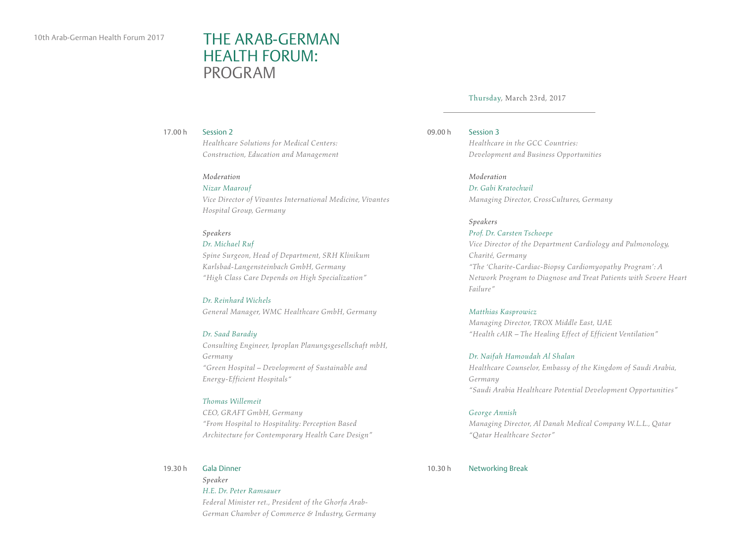# THE ARAB-GERMAN HEALTH FORUM: PROGRAM

**17.00 h** Session 2

*Healthcare Solutions for Medical Centers: Construction, Education and Management*

*Moderation*

*Nizar Maarouf*
*Vice Director of Vivantes International Medicine, Vivantes Hospital Group, Germany*

*Speakers*

*Dr. Michael Ruf*
*Spine Surgeon, Head of Department, SRH Klinikum Karlsbad-Langensteinbach GmbH, Germany*
*"High Class Care Depends on High Specialization"*

*Dr. Reinhard Wichels*
*General Manager, WMC Healthcare GmbH, Germany*

*Dr. Saad Baradiy*
*Consulting Engineer, Iproplan Planungsgesellschaft mbH, Germany*
*"Green Hospital – Development of Sustainable and Energy-Efficient Hospitals"*

*Thomas Willemeit*
*CEO, GRAFT GmbH, Germany*
*"From Hospital to Hospitality: Perception Based Architecture for Contemporary Health Care Design"*

**19.30 h** Gala Dinner

*Speaker*

*H.E. Dr. Peter Ramsauer*
*Federal Minister ret., President of the Ghorfa Arab-German Chamber of Commerce & Industry, Germany*

---

Thursday, March 23rd, 2017

**09.00 h** Session 3

*Healthcare in the GCC Countries: Development and Business Opportunities*

*Moderation*

*Dr. Gabi Kratochwil*
*Managing Director, CrossCultures, Germany*

*Speakers*

*Prof. Dr. Carsten Tschoepe*
*Vice Director of the Department Cardiology and Pulmonology, Charité, Germany*
*"The 'Charite-Cardiac-Biopsy Cardiomyopathy Program': A Network Program to Diagnose and Treat Patients with Severe Heart Failure"*

*Matthias Kasprowicz*
*Managing Director, TROX Middle East, UAE*
*"Health cAIR – The Healing Effect of Efficient Ventilation"*

*Dr. Naifah Hamoudah Al Shalan*
*Healthcare Counselor, Embassy of the Kingdom of Saudi Arabia, Germany*
*"Saudi Arabia Healthcare Potential Development Opportunities"*

*George Annish*
*Managing Director, Al Danah Medical Company W.L.L., Qatar*
*"Qatar Healthcare Sector"*

**10.30 h** Networking Break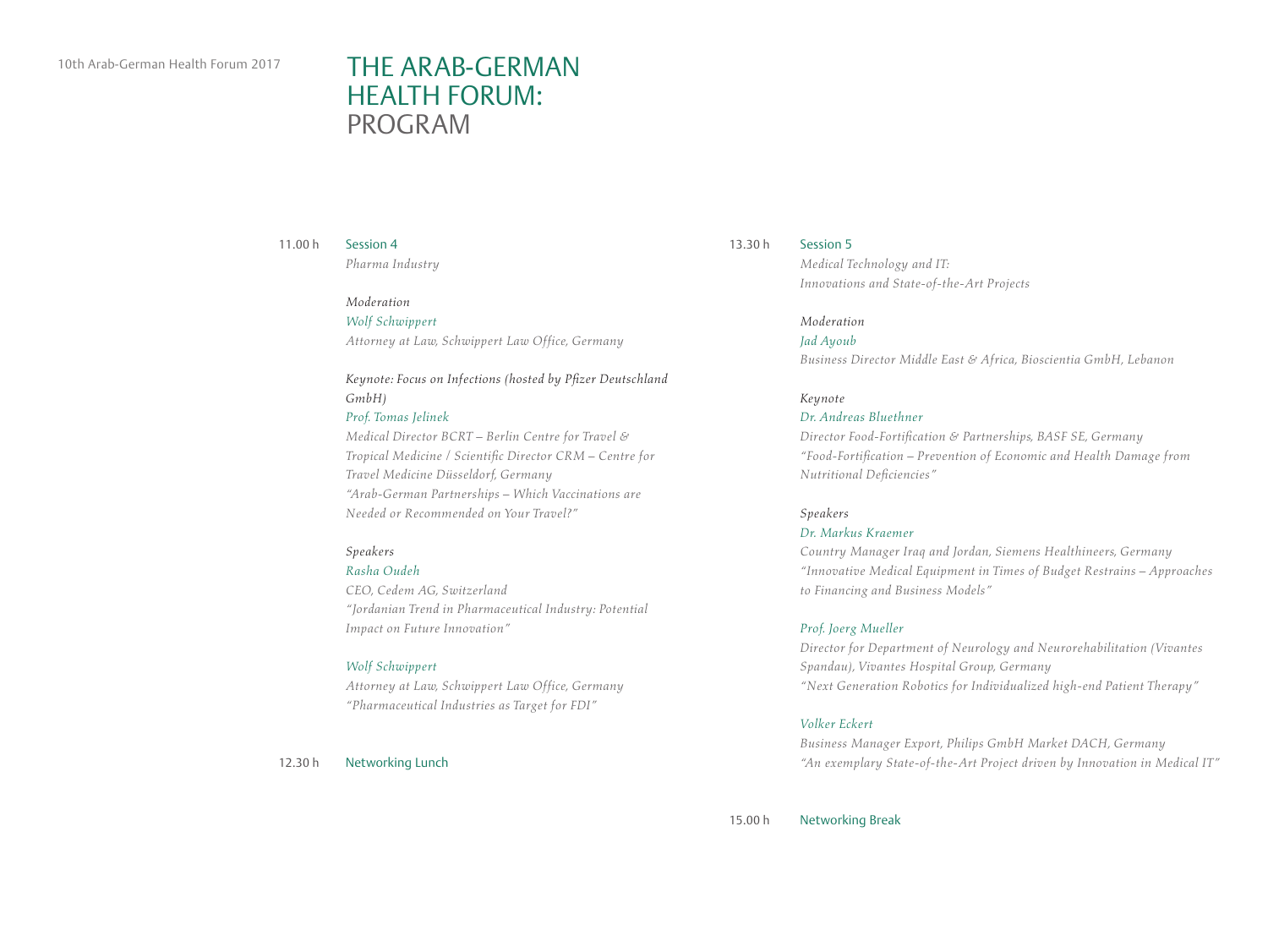# THE ARAB-GERMAN HEALTH FORUM: PROGRAM

**11.00 h** Session 4

*Pharma Industry*

*Moderation*

*Wolf Schwippert*
*Attorney at Law, Schwippert Law Office, Germany*

*Keynote: Focus on Infections (hosted by Pfizer Deutschland GmbH)*

*Prof. Tomas Jelinek*
*Medical Director BCRT – Berlin Centre for Travel & Tropical Medicine / Scientific Director CRM – Centre for Travel Medicine Düsseldorf, Germany*
*"Arab-German Partnerships – Which Vaccinations are Needed or Recommended on Your Travel?"*

*Speakers*

*Rasha Oudeh*
*CEO, Cedem AG, Switzerland*
*"Jordanian Trend in Pharmaceutical Industry: Potential Impact on Future Innovation"*

*Wolf Schwippert*
*Attorney at Law, Schwippert Law Office, Germany*
*"Pharmaceutical Industries as Target for FDI"*

**12.30 h** Networking Lunch

**13.30 h** Session 5

*Medical Technology and IT: Innovations and State-of-the-Art Projects*

*Moderation*

*Jad Ayoub*
*Business Director Middle East & Africa, Bioscientia GmbH, Lebanon*

*Keynote*

*Dr. Andreas Bluethner*
*Director Food-Fortification & Partnerships, BASF SE, Germany*
*"Food-Fortification – Prevention of Economic and Health Damage from Nutritional Deficiencies"*

*Speakers*

*Dr. Markus Kraemer*
*Country Manager Iraq and Jordan, Siemens Healthineers, Germany*
*"Innovative Medical Equipment in Times of Budget Restrains – Approaches to Financing and Business Models"*

*Prof. Joerg Mueller*
*Director for Department of Neurology and Neurorehabilitation (Vivantes Spandau), Vivantes Hospital Group, Germany*
*"Next Generation Robotics for Individualized high-end Patient Therapy"*

*Volker Eckert*
*Business Manager Export, Philips GmbH Market DACH, Germany*
*"An exemplary State-of-the-Art Project driven by Innovation in Medical IT"*

**15.00 h** Networking Break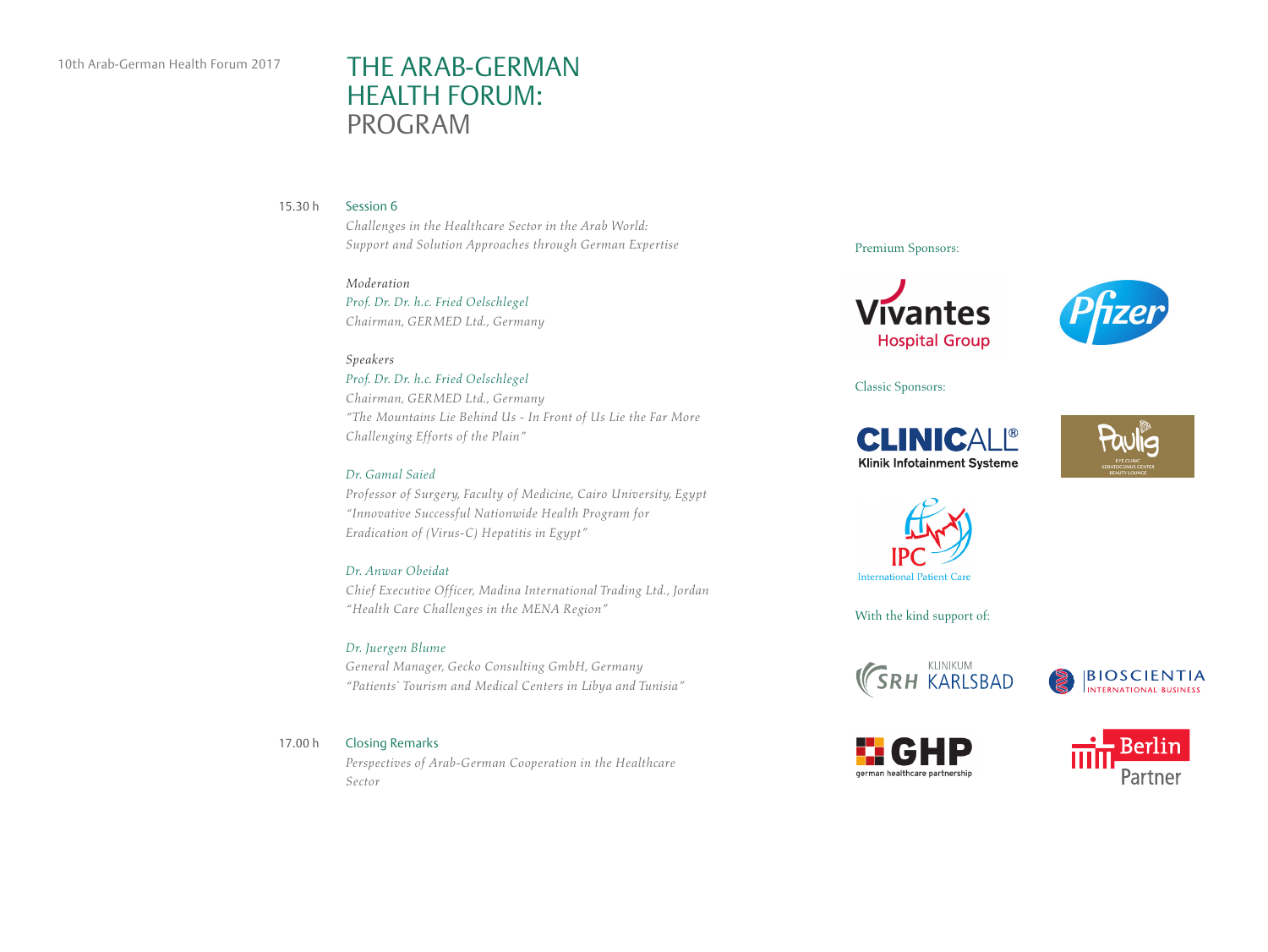# THE ARAB-GERMAN HEALTH FORUM: PROGRAM

**15.30 h** Session 6

*Challenges in the Healthcare Sector in the Arab World: Support and Solution Approaches through German Expertise*

*Moderation*
*Prof. Dr. Dr. h.c. Fried Oelschlegel*
*Chairman, GERMED Ltd., Germany*

*Speakers*
*Prof. Dr. Dr. h.c. Fried Oelschlegel*
*Chairman, GERMED Ltd., Germany*
*"The Mountains Lie Behind Us - In Front of Us Lie the Far More Challenging Efforts of the Plain"*

*Dr. Gamal Saied*
*Professor of Surgery, Faculty of Medicine, Cairo University, Egypt*
*"Innovative Successful Nationwide Health Program for Eradication of (Virus-C) Hepatitis in Egypt"*

*Dr. Anwar Obeidat*
*Chief Executive Officer, Madina International Trading Ltd., Jordan*
*"Health Care Challenges in the MENA Region"*

*Dr. Juergen Blume*
*General Manager, Gecko Consulting GmbH, Germany*
*"Patients` Tourism and Medical Centers in Libya and Tunisia"*

**17.00 h** Closing Remarks

*Perspectives of Arab-German Cooperation in the Healthcare Sector*

Premium Sponsors:

Vivantes Hospital Group
Pfizer

Classic Sponsors:

CLINICALL® Klinik Infotainment Systeme
Paulig Eye Clinic Keratoconus Center Beauty Lounge
IPC International Patient Care

With the kind support of:

SRH Klinikum Karlsbad
Bioscientia International Business
GHP german healthcare partnership
Berlin Partner